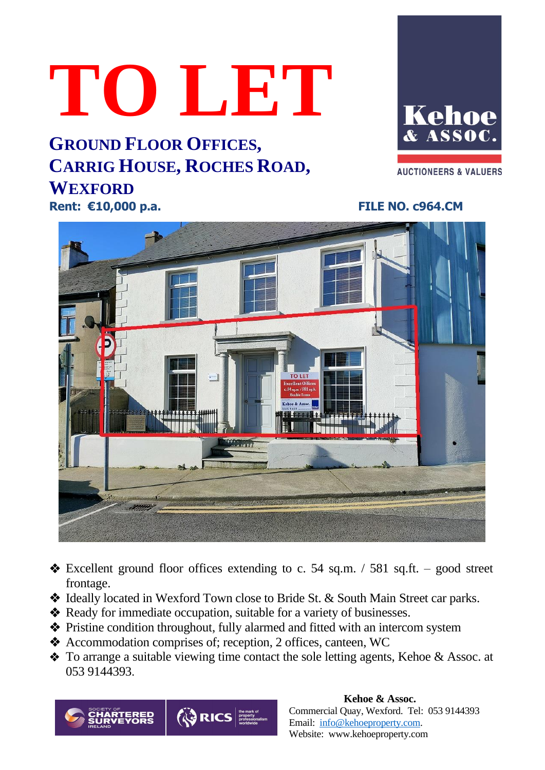# TO LET

## Ground Floor Offices, Carrig House, Roches Road, Wexford

**Rent: €10,000 p.a.**

Kehoe & Assoc.

AUCTIONEERS & VALUERS

**FILE NO. c964.CM**

- Excellent ground floor offices extending to c. 54 sq.m. / 581 sq.ft. – good street frontage.
- Ideally located in Wexford Town close to Bride St. & South Main Street car parks.
- Ready for immediate occupation, suitable for a variety of businesses.
- Pristine condition throughout, fully alarmed and fitted with an intercom system
- Accommodation comprises of; reception, 2 offices, canteen, WC
- To arrange a suitable viewing time contact the sole letting agents, Kehoe & Assoc. at 053 9144393.

Society of Chartered Surveyors Ireland | RICS the mark of property professionalism worldwide

**Kehoe & Assoc.**
Commercial Quay, Wexford. Tel: 053 9144393
Email: info@kehoeproperty.com.
Website: www.kehoeproperty.com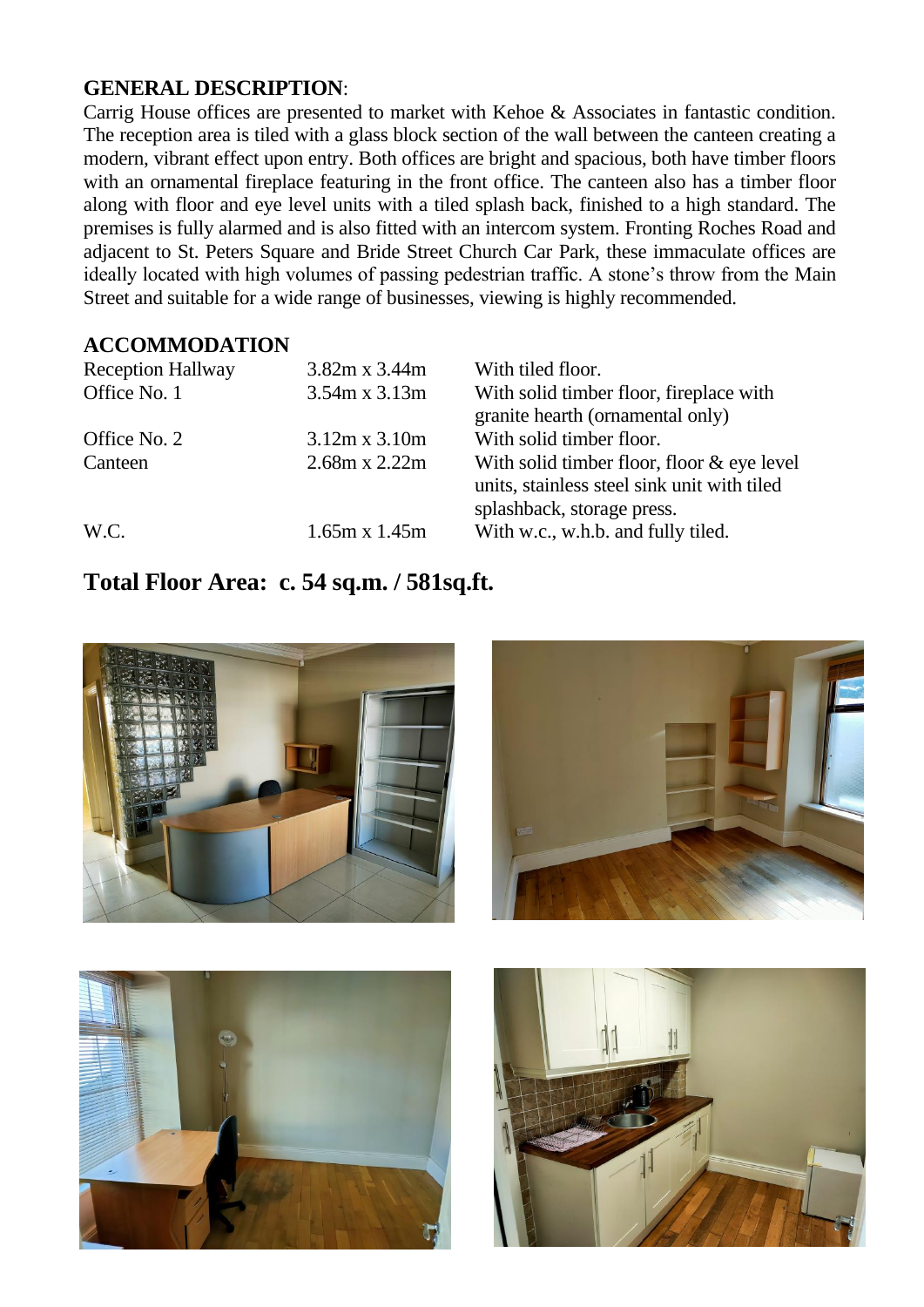## GENERAL DESCRIPTION:

Carrig House offices are presented to market with Kehoe & Associates in fantastic condition. The reception area is tiled with a glass block section of the wall between the canteen creating a modern, vibrant effect upon entry. Both offices are bright and spacious, both have timber floors with an ornamental fireplace featuring in the front office. The canteen also has a timber floor along with floor and eye level units with a tiled splash back, finished to a high standard. The premises is fully alarmed and is also fitted with an intercom system. Fronting Roches Road and adjacent to St. Peters Square and Bride Street Church Car Park, these immaculate offices are ideally located with high volumes of passing pedestrian traffic. A stone's throw from the Main Street and suitable for a wide range of businesses, viewing is highly recommended.

## ACCOMMODATION

| | | |
|---|---|---|
| Reception Hallway | 3.82m x 3.44m | With tiled floor. |
| Office No. 1 | 3.54m x 3.13m | With solid timber floor, fireplace with granite hearth (ornamental only) |
| Office No. 2 | 3.12m x 3.10m | With solid timber floor. |
| Canteen | 2.68m x 2.22m | With solid timber floor, floor & eye level units, stainless steel sink unit with tiled splashback, storage press. |
| W.C. | 1.65m x 1.45m | With w.c., w.h.b. and fully tiled. |

## Total Floor Area: c. 54 sq.m. / 581sq.ft.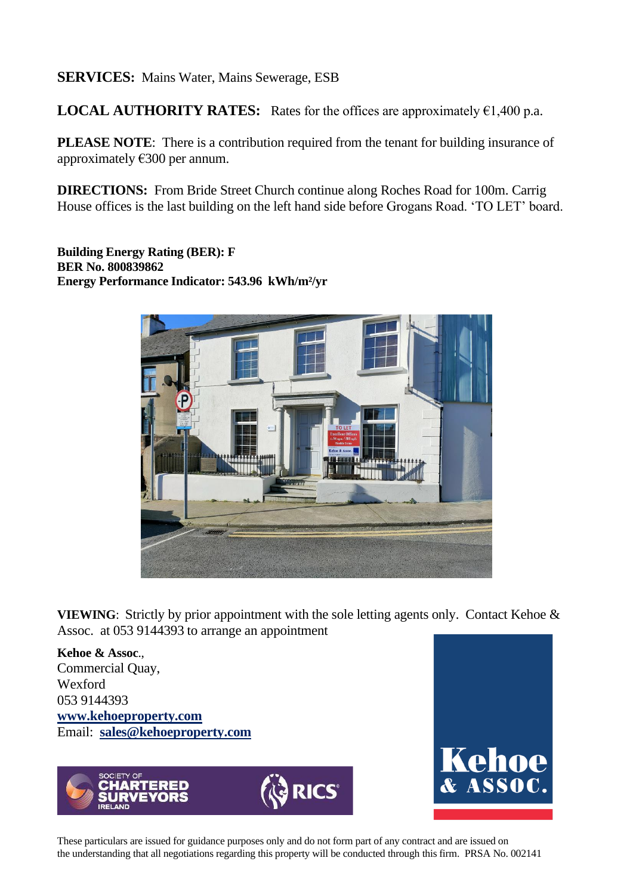**SERVICES:** Mains Water, Mains Sewerage, ESB

**LOCAL AUTHORITY RATES:** Rates for the offices are approximately €1,400 p.a.

**PLEASE NOTE**: There is a contribution required from the tenant for building insurance of approximately €300 per annum.

**DIRECTIONS:** From Bride Street Church continue along Roches Road for 100m. Carrig House offices is the last building on the left hand side before Grogans Road. 'TO LET' board.

**Building Energy Rating (BER): F**
**BER No. 800839862**
**Energy Performance Indicator: 543.96 kWh/m²/yr**

**VIEWING**: Strictly by prior appointment with the sole letting agents only. Contact Kehoe & Assoc. at 053 9144393 to arrange an appointment

**Kehoe & Assoc**.,
Commercial Quay,
Wexford
053 9144393
**www.kehoeproperty.com**
Email: **sales@kehoeproperty.com**

These particulars are issued for guidance purposes only and do not form part of any contract and are issued on the understanding that all negotiations regarding this property will be conducted through this firm. PRSA No. 002141